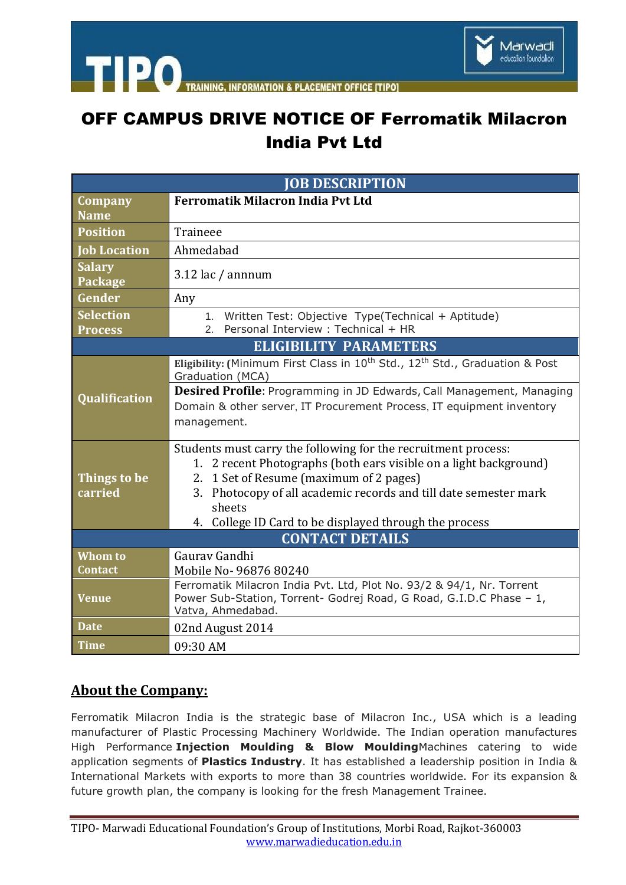# OFF CAMPUS DRIVE NOTICE OF Ferromatik Milacron India Pvt Ltd

| JOB DESCRIPTION | |
|---|---|
| **Company Name** | **Ferromatik Milacron India Pvt Ltd** |
| **Position** | Traineee |
| **Job Location** | Ahmedabad |
| **Salary Package** | 3.12 lac / annnum |
| **Gender** | Any |
| **Selection Process** | 1. Written Test: Objective Type(Technical + Aptitude)<br>2. Personal Interview : Technical + HR |
| **ELIGIBILITY PARAMETERS** | |
| **Qualification** | **Eligibility:** (Minimum First Class in 10th Std., 12th Std., Graduation & Post Graduation (MCA)<br>**Desired Profile**: Programming in JD Edwards, Call Management, Managing Domain & other server, IT Procurement Process, IT equipment inventory management. |
| **Things to be carried** | Students must carry the following for the recruitment process:<br>1. 2 recent Photographs (both ears visible on a light background)<br>2. 1 Set of Resume (maximum of 2 pages)<br>3. Photocopy of all academic records and till date semester mark sheets<br>4. College ID Card to be displayed through the process |
| **CONTACT DETAILS** | |
| **Whom to Contact** | Gaurav Gandhi<br>Mobile No- 96876 80240 |
| **Venue** | Ferromatik Milacron India Pvt. Ltd, Plot No. 93/2 & 94/1, Nr. Torrent Power Sub-Station, Torrent- Godrej Road, G Road, G.I.D.C Phase – 1, Vatva, Ahmedabad. |
| **Date** | 02nd August 2014 |
| **Time** | 09:30 AM |

## About the Company:

Ferromatik Milacron India is the strategic base of Milacron Inc., USA which is a leading manufacturer of Plastic Processing Machinery Worldwide. The Indian operation manufactures High Performance **Injection Moulding & Blow Moulding** Machines catering to wide application segments of **Plastics Industry**. It has established a leadership position in India & International Markets with exports to more than 38 countries worldwide. For its expansion & future growth plan, the company is looking for the fresh Management Trainee.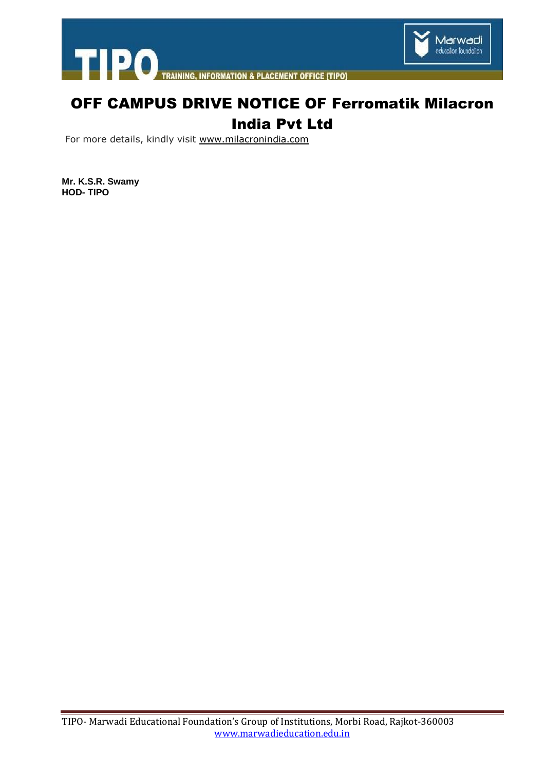# OFF CAMPUS DRIVE NOTICE OF Ferromatik Milacron India Pvt Ltd

For more details, kindly visit www.milacronindia.com

**Mr. K.S.R. Swamy**
**HOD- TIPO**